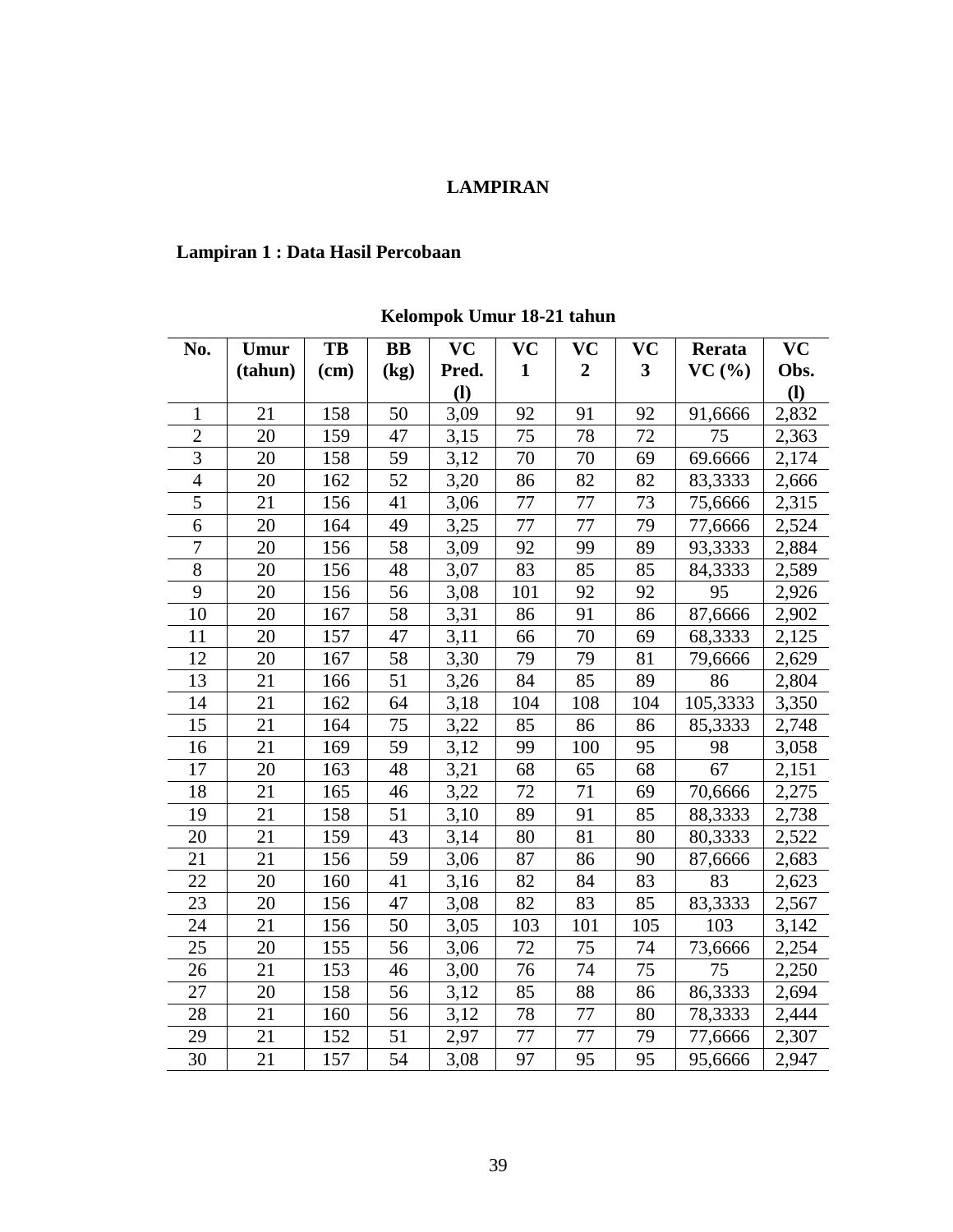# LAMPIRAN

## Lampiran 1 : Data Hasil Percobaan

**Kelompok Umur 18-21 tahun**

| No. | Umur (tahun) | TB (cm) | BB (kg) | VC Pred. (l) | VC 1 | VC 2 | VC 3 | Rerata VC (%) | VC Obs. (l) |
|---|---|---|---|---|---|---|---|---|---|
| 1 | 21 | 158 | 50 | 3,09 | 92 | 91 | 92 | 91,6666 | 2,832 |
| 2 | 20 | 159 | 47 | 3,15 | 75 | 78 | 72 | 75 | 2,363 |
| 3 | 20 | 158 | 59 | 3,12 | 70 | 70 | 69 | 69.6666 | 2,174 |
| 4 | 20 | 162 | 52 | 3,20 | 86 | 82 | 82 | 83,3333 | 2,666 |
| 5 | 21 | 156 | 41 | 3,06 | 77 | 77 | 73 | 75,6666 | 2,315 |
| 6 | 20 | 164 | 49 | 3,25 | 77 | 77 | 79 | 77,6666 | 2,524 |
| 7 | 20 | 156 | 58 | 3,09 | 92 | 99 | 89 | 93,3333 | 2,884 |
| 8 | 20 | 156 | 48 | 3,07 | 83 | 85 | 85 | 84,3333 | 2,589 |
| 9 | 20 | 156 | 56 | 3,08 | 101 | 92 | 92 | 95 | 2,926 |
| 10 | 20 | 167 | 58 | 3,31 | 86 | 91 | 86 | 87,6666 | 2,902 |
| 11 | 20 | 157 | 47 | 3,11 | 66 | 70 | 69 | 68,3333 | 2,125 |
| 12 | 20 | 167 | 58 | 3,30 | 79 | 79 | 81 | 79,6666 | 2,629 |
| 13 | 21 | 166 | 51 | 3,26 | 84 | 85 | 89 | 86 | 2,804 |
| 14 | 21 | 162 | 64 | 3,18 | 104 | 108 | 104 | 105,3333 | 3,350 |
| 15 | 21 | 164 | 75 | 3,22 | 85 | 86 | 86 | 85,3333 | 2,748 |
| 16 | 21 | 169 | 59 | 3,12 | 99 | 100 | 95 | 98 | 3,058 |
| 17 | 20 | 163 | 48 | 3,21 | 68 | 65 | 68 | 67 | 2,151 |
| 18 | 21 | 165 | 46 | 3,22 | 72 | 71 | 69 | 70,6666 | 2,275 |
| 19 | 21 | 158 | 51 | 3,10 | 89 | 91 | 85 | 88,3333 | 2,738 |
| 20 | 21 | 159 | 43 | 3,14 | 80 | 81 | 80 | 80,3333 | 2,522 |
| 21 | 21 | 156 | 59 | 3,06 | 87 | 86 | 90 | 87,6666 | 2,683 |
| 22 | 20 | 160 | 41 | 3,16 | 82 | 84 | 83 | 83 | 2,623 |
| 23 | 20 | 156 | 47 | 3,08 | 82 | 83 | 85 | 83,3333 | 2,567 |
| 24 | 21 | 156 | 50 | 3,05 | 103 | 101 | 105 | 103 | 3,142 |
| 25 | 20 | 155 | 56 | 3,06 | 72 | 75 | 74 | 73,6666 | 2,254 |
| 26 | 21 | 153 | 46 | 3,00 | 76 | 74 | 75 | 75 | 2,250 |
| 27 | 20 | 158 | 56 | 3,12 | 85 | 88 | 86 | 86,3333 | 2,694 |
| 28 | 21 | 160 | 56 | 3,12 | 78 | 77 | 80 | 78,3333 | 2,444 |
| 29 | 21 | 152 | 51 | 2,97 | 77 | 77 | 79 | 77,6666 | 2,307 |
| 30 | 21 | 157 | 54 | 3,08 | 97 | 95 | 95 | 95,6666 | 2,947 |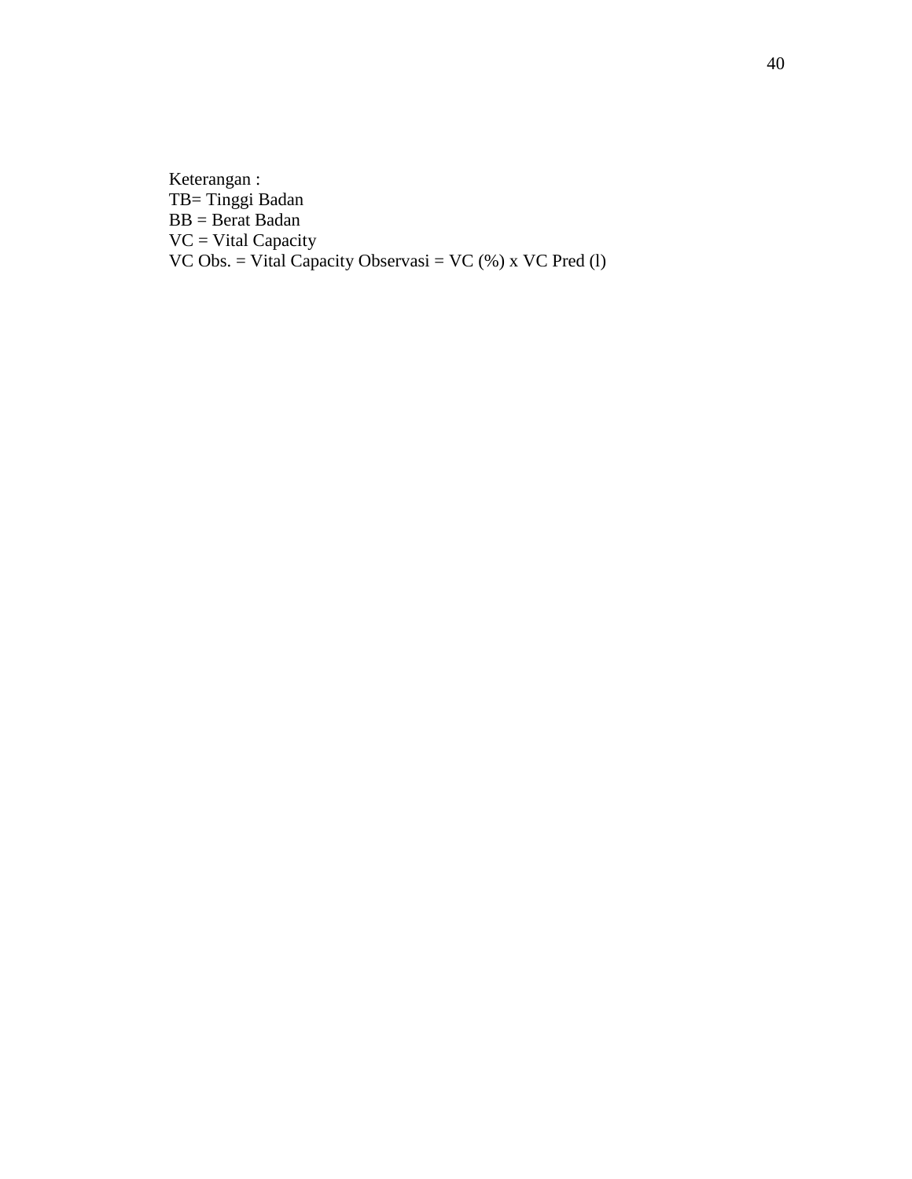Keterangan :
TB= Tinggi Badan
BB = Berat Badan
VC = Vital Capacity
VC Obs. = Vital Capacity Observasi = VC (%) x VC Pred (l)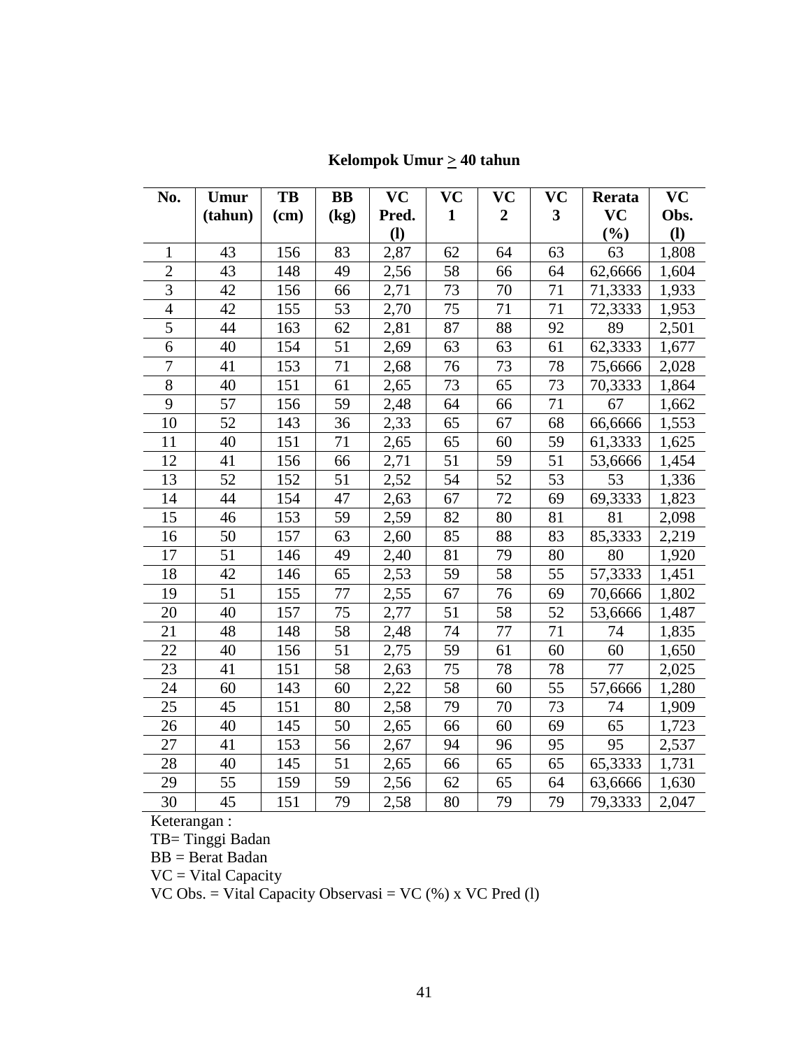**Kelompok Umur $\geq$ 40 tahun**

| No. | Umur (tahun) | TB (cm) | BB (kg) | VC Pred. (l) | VC 1 | VC 2 | VC 3 | Rerata VC (%) | VC Obs. (l) |
|---|---|---|---|---|---|---|---|---|---|
| 1 | 43 | 156 | 83 | 2,87 | 62 | 64 | 63 | 63 | 1,808 |
| 2 | 43 | 148 | 49 | 2,56 | 58 | 66 | 64 | 62,6666 | 1,604 |
| 3 | 42 | 156 | 66 | 2,71 | 73 | 70 | 71 | 71,3333 | 1,933 |
| 4 | 42 | 155 | 53 | 2,70 | 75 | 71 | 71 | 72,3333 | 1,953 |
| 5 | 44 | 163 | 62 | 2,81 | 87 | 88 | 92 | 89 | 2,501 |
| 6 | 40 | 154 | 51 | 2,69 | 63 | 63 | 61 | 62,3333 | 1,677 |
| 7 | 41 | 153 | 71 | 2,68 | 76 | 73 | 78 | 75,6666 | 2,028 |
| 8 | 40 | 151 | 61 | 2,65 | 73 | 65 | 73 | 70,3333 | 1,864 |
| 9 | 57 | 156 | 59 | 2,48 | 64 | 66 | 71 | 67 | 1,662 |
| 10 | 52 | 143 | 36 | 2,33 | 65 | 67 | 68 | 66,6666 | 1,553 |
| 11 | 40 | 151 | 71 | 2,65 | 65 | 60 | 59 | 61,3333 | 1,625 |
| 12 | 41 | 156 | 66 | 2,71 | 51 | 59 | 51 | 53,6666 | 1,454 |
| 13 | 52 | 152 | 51 | 2,52 | 54 | 52 | 53 | 53 | 1,336 |
| 14 | 44 | 154 | 47 | 2,63 | 67 | 72 | 69 | 69,3333 | 1,823 |
| 15 | 46 | 153 | 59 | 2,59 | 82 | 80 | 81 | 81 | 2,098 |
| 16 | 50 | 157 | 63 | 2,60 | 85 | 88 | 83 | 85,3333 | 2,219 |
| 17 | 51 | 146 | 49 | 2,40 | 81 | 79 | 80 | 80 | 1,920 |
| 18 | 42 | 146 | 65 | 2,53 | 59 | 58 | 55 | 57,3333 | 1,451 |
| 19 | 51 | 155 | 77 | 2,55 | 67 | 76 | 69 | 70,6666 | 1,802 |
| 20 | 40 | 157 | 75 | 2,77 | 51 | 58 | 52 | 53,6666 | 1,487 |
| 21 | 48 | 148 | 58 | 2,48 | 74 | 77 | 71 | 74 | 1,835 |
| 22 | 40 | 156 | 51 | 2,75 | 59 | 61 | 60 | 60 | 1,650 |
| 23 | 41 | 151 | 58 | 2,63 | 75 | 78 | 78 | 77 | 2,025 |
| 24 | 60 | 143 | 60 | 2,22 | 58 | 60 | 55 | 57,6666 | 1,280 |
| 25 | 45 | 151 | 80 | 2,58 | 79 | 70 | 73 | 74 | 1,909 |
| 26 | 40 | 145 | 50 | 2,65 | 66 | 60 | 69 | 65 | 1,723 |
| 27 | 41 | 153 | 56 | 2,67 | 94 | 96 | 95 | 95 | 2,537 |
| 28 | 40 | 145 | 51 | 2,65 | 66 | 65 | 65 | 65,3333 | 1,731 |
| 29 | 55 | 159 | 59 | 2,56 | 62 | 65 | 64 | 63,6666 | 1,630 |
| 30 | 45 | 151 | 79 | 2,58 | 80 | 79 | 79 | 79,3333 | 2,047 |

Keterangan :

TB= Tinggi Badan

BB = Berat Badan

VC = Vital Capacity

VC Obs. = Vital Capacity Observasi = VC (%) x VC Pred (l)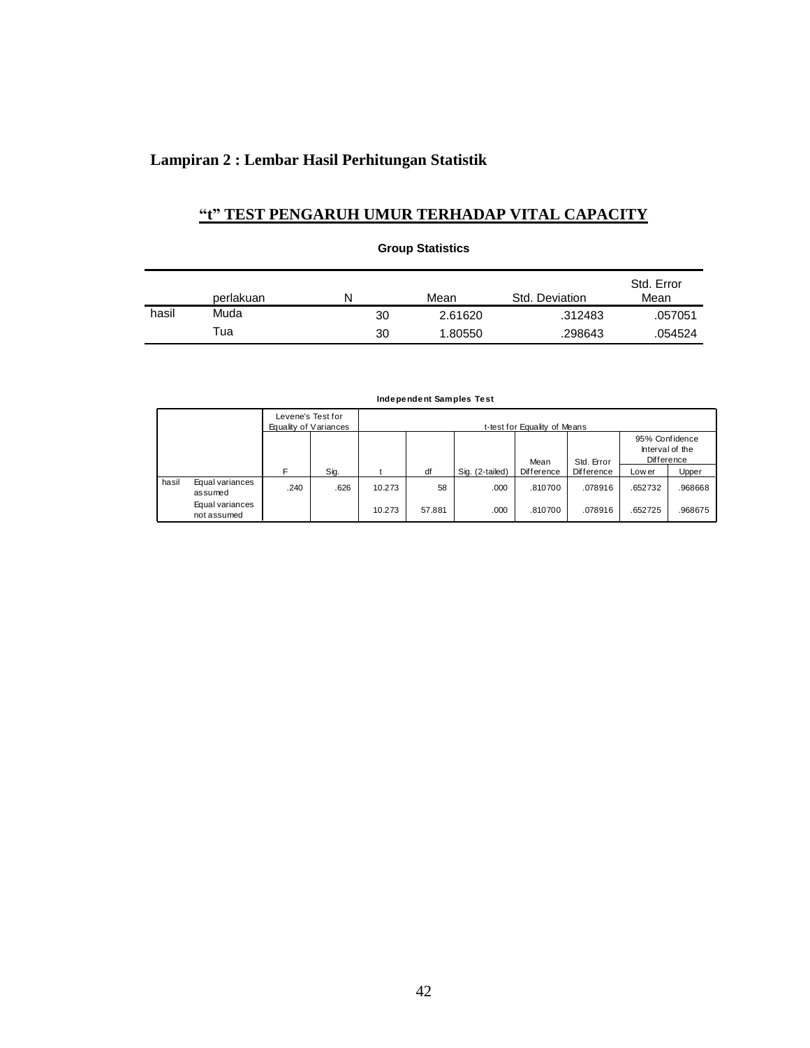**Lampiran 2 : Lembar Hasil Perhitungan Statistik**

## “t” TEST PENGARUH UMUR TERHADAP VITAL CAPACITY

**Group Statistics**

| | perlakuan | N | Mean | Std. Deviation | Std. Error Mean |
|---|---|---|---|---|---|
| hasil | Muda | 30 | 2.61620 | .312483 | .057051 |
| | Tua | 30 | 1.80550 | .298643 | .054524 |

**Independent Samples Test**

| | | Levene's Test for Equality of Variances | | t-test for Equality of Means | | | | | | |
|---|---|---|---|---|---|---|---|---|---|---|
| | | | | | | | | | 95% Confidence Interval of the Difference | |
| | | F | Sig. | t | df | Sig. (2-tailed) | Mean Difference | Std. Error Difference | Lower | Upper |
| hasil | Equal variances assumed | .240 | .626 | 10.273 | 58 | .000 | .810700 | .078916 | .652732 | .968668 |
| | Equal variances not assumed | | | 10.273 | 57.881 | .000 | .810700 | .078916 | .652725 | .968675 |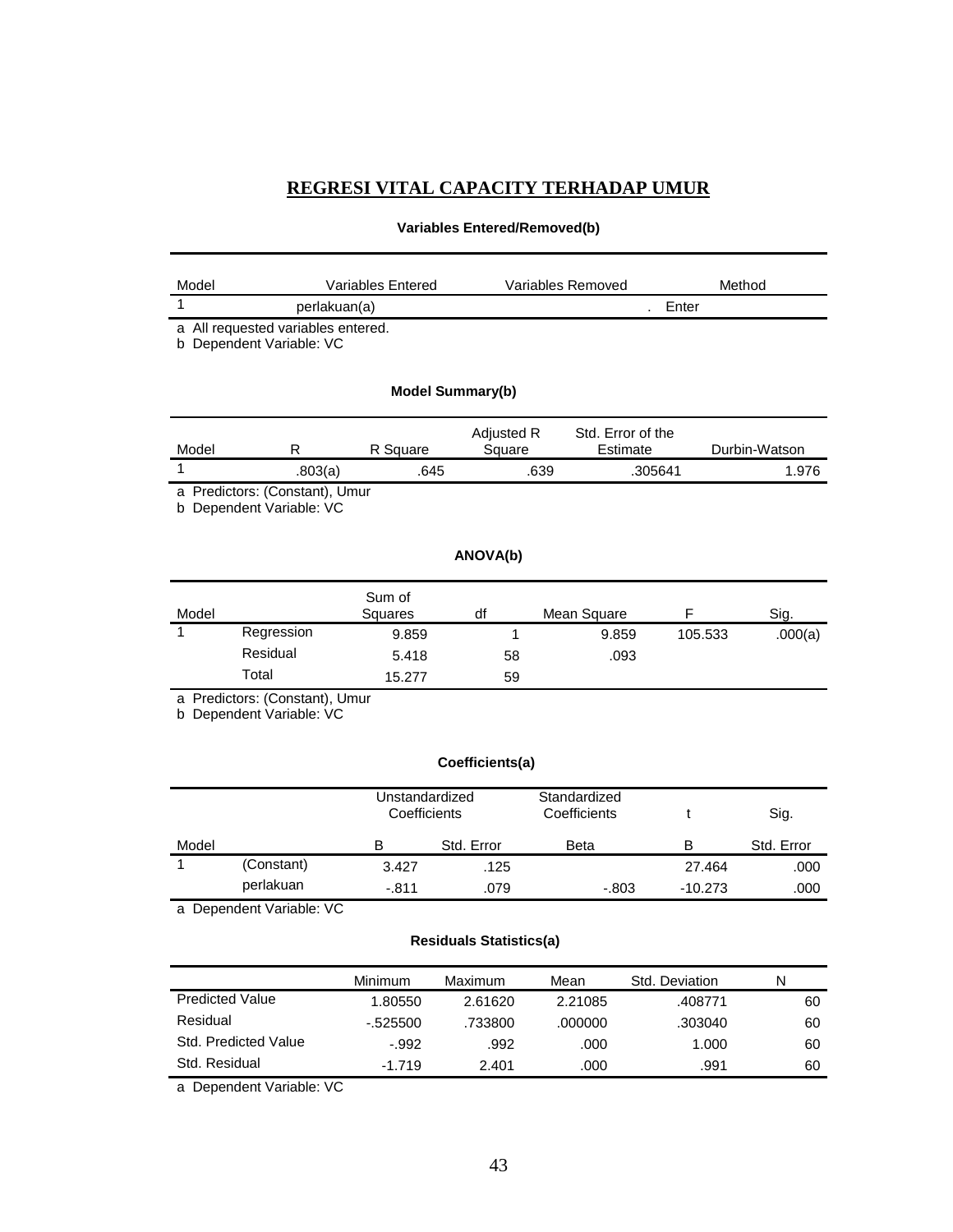# REGRESI VITAL CAPACITY TERHADAP UMUR

**Variables Entered/Removed(b)**

| Model | Variables Entered | Variables Removed | Method |
|---|---|---|---|
| 1 | perlakuan(a) | . | Enter |

a All requested variables entered.
b Dependent Variable: VC

**Model Summary(b)**

| Model | R | R Square | Adjusted R Square | Std. Error of the Estimate | Durbin-Watson |
|---|---|---|---|---|---|
| 1 | .803(a) | .645 | .639 | .305641 | 1.976 |

a Predictors: (Constant), Umur
b Dependent Variable: VC

**ANOVA(b)**

| Model | | Sum of Squares | df | Mean Square | F | Sig. |
|---|---|---|---|---|---|---|
| 1 | Regression | 9.859 | 1 | 9.859 | 105.533 | .000(a) |
| | Residual | 5.418 | 58 | .093 | | |
| | Total | 15.277 | 59 | | | |

a Predictors: (Constant), Umur
b Dependent Variable: VC

**Coefficients(a)**

| | | Unstandardized Coefficients | | Standardized Coefficients | t | Sig. |
|---|---|---|---|---|---|---|
| Model | | B | Std. Error | Beta | B | Std. Error |
| 1 | (Constant) | 3.427 | .125 | | 27.464 | .000 |
| | perlakuan | -.811 | .079 | -.803 | -10.273 | .000 |

a Dependent Variable: VC

**Residuals Statistics(a)**

| | Minimum | Maximum | Mean | Std. Deviation | N |
|---|---|---|---|---|---|
| Predicted Value | 1.80550 | 2.61620 | 2.21085 | .408771 | 60 |
| Residual | -.525500 | .733800 | .000000 | .303040 | 60 |
| Std. Predicted Value | -.992 | .992 | .000 | 1.000 | 60 |
| Std. Residual | -1.719 | 2.401 | .000 | .991 | 60 |

a Dependent Variable: VC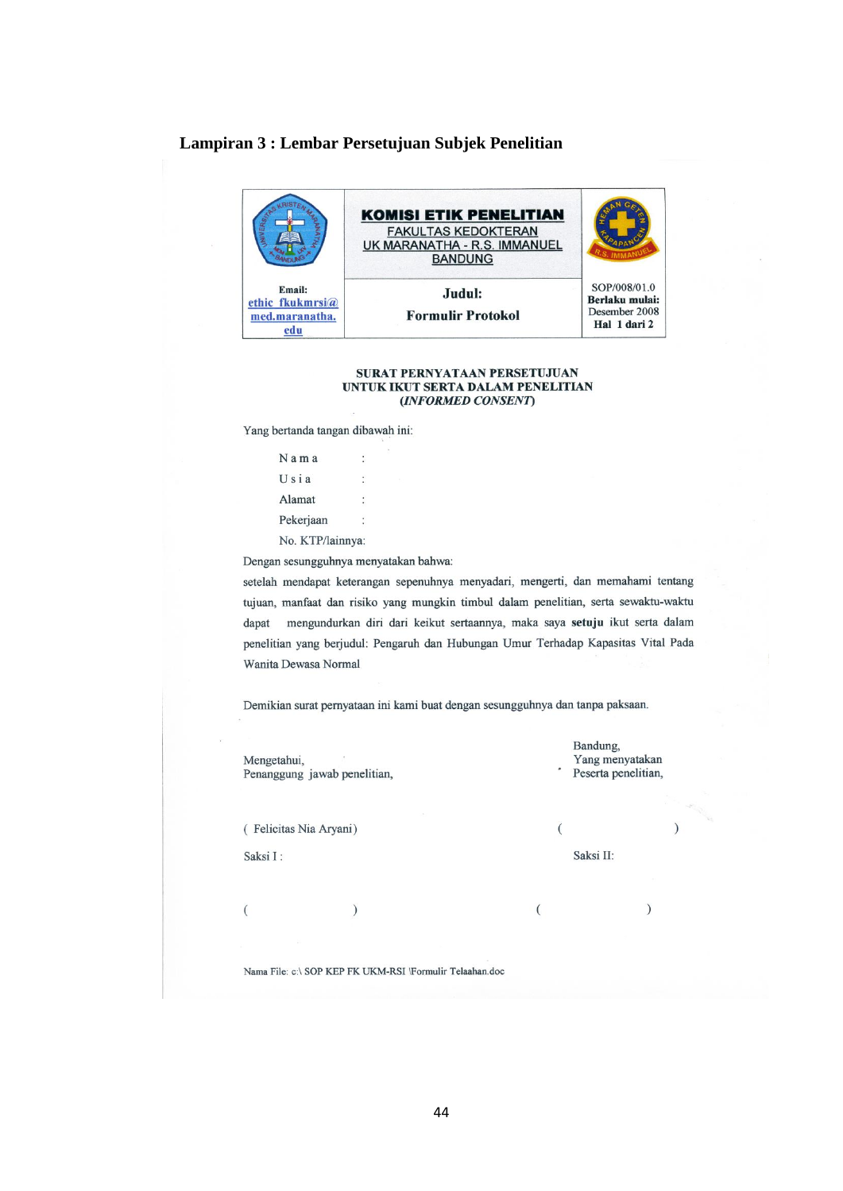**Lampiran 3 : Lembar Persetujuan Subjek Penelitian**

| | **KOMISI ETIK PENELITIAN**<br>FAKULTAS KEDOKTERAN<br>UK MARANATHA - R.S. IMMANUEL<br>BANDUNG | |
|---|---|---|
| Email:<br>ethic_fkukmrsi@med.maranatha.edu | **Judul:**<br>**Formulir Protokol** | SOP/008/01.0<br>**Berlaku mulai:**<br>Desember 2008<br>**Hal 1 dari 2** |

**SURAT PERNYATAAN PERSETUJUAN**
**UNTUK IKUT SERTA DALAM PENELITIAN**
***(INFORMED CONSENT)***

Yang bertanda tangan dibawah ini:

Nama :
Usia :
Alamat :
Pekerjaan :
No. KTP/lainnya:

Dengan sesungguhnya menyatakan bahwa:

setelah mendapat keterangan sepenuhnya menyadari, mengerti, dan memahami tentang tujuan, manfaat dan risiko yang mungkin timbul dalam penelitian, serta sewaktu-waktu dapat mengundurkan diri dari keikut sertaannya, maka saya **setuju** ikut serta dalam penelitian yang berjudul: Pengaruh dan Hubungan Umur Terhadap Kapasitas Vital Pada Wanita Dewasa Normal

Demikian surat pernyataan ini kami buat dengan sesungguhnya dan tanpa paksaan.

Mengetahui,
Penanggung jawab penelitian,

( Felicitas Nia Aryani)

Bandung,
Yang menyatakan
Peserta penelitian,

(                    )

Saksi I :

(                    )

Saksi II:

(                    )

Nama File: c:\ SOP KEP FK UKM-RSI \Formulir Telaahan.doc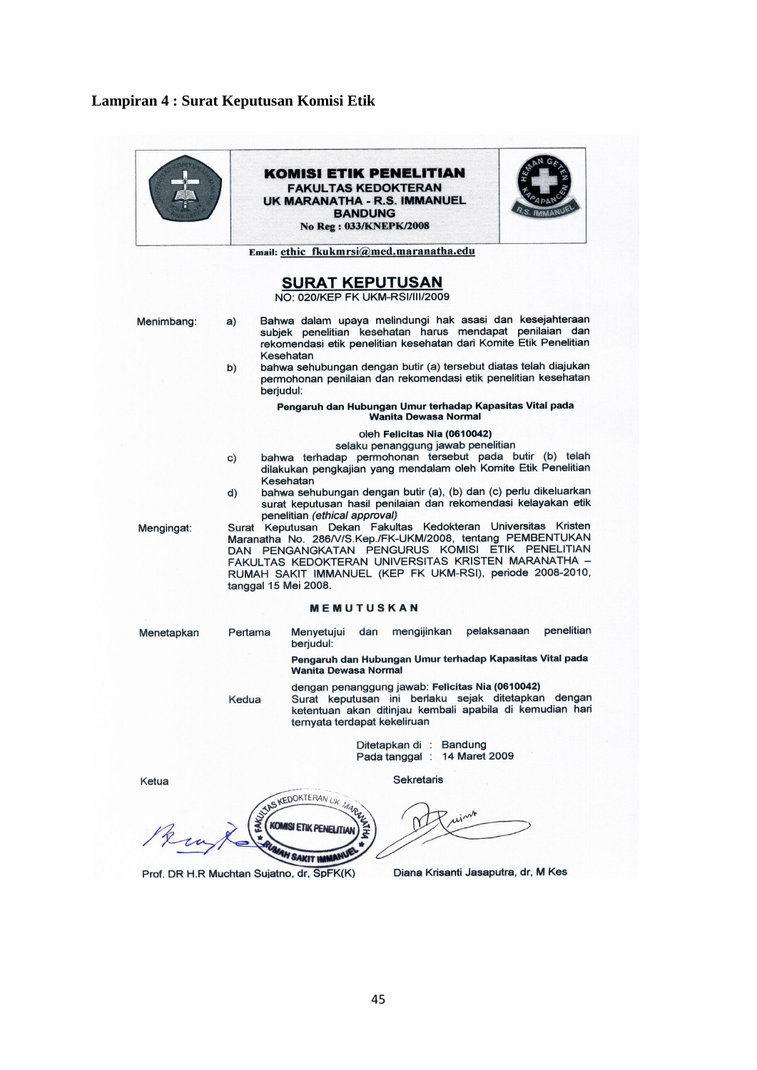**Lampiran 4 : Surat Keputusan Komisi Etik**

**KOMISI ETIK PENELITIAN**
**FAKULTAS KEDOKTERAN**
**UK MARANATHA - R.S. IMMANUEL**
**BANDUNG**
**No Reg : 033/KNEPK/2008**

**Email: ethic_fkukmrsi@med.maranatha.edu**

## SURAT KEPUTUSAN

NO: 020/KEP FK UKM-RSI/III/2009

Menimbang:

a) Bahwa dalam upaya melindungi hak asasi dan kesejahteraan subjek penelitian kesehatan harus mendapat penilaian dan rekomendasi etik penelitian kesehatan dari Komite Etik Penelitian Kesehatan

b) bahwa sehubungan dengan butir (a) tersebut diatas telah diajukan permohonan penilaian dan rekomendasi etik penelitian kesehatan berjudul:

**Pengaruh dan Hubungan Umur terhadap Kapasitas Vital pada Wanita Dewasa Normal**

oleh **Felicitas Nia (0610042)**
selaku penanggung jawab penelitian

c) bahwa terhadap permohonan tersebut pada butir (b) telah dilakukan pengkajian yang mendalam oleh Komite Etik Penelitian Kesehatan

d) bahwa sehubungan dengan butir (a), (b) dan (c) perlu dikeluarkan surat keputusan hasil penilaian dan rekomendasi kelayakan etik penelitian *(ethical approval)*

Mengingat: Surat Keputusan Dekan Fakultas Kedokteran Universitas Kristen Maranatha No. 286/V/S.Kep./FK-UKM/2008, tentang PEMBENTUKAN DAN PENGANGKATAN PENGURUS KOMISI ETIK PENELITIAN FAKULTAS KEDOKTERAN UNIVERSITAS KRISTEN MARANATHA – RUMAH SAKIT IMMANUEL (KEP FK UKM-RSI), periode 2008-2010, tanggal 15 Mei 2008.

**MEMUTUSKAN**

Menetapkan

Pertama: Menyetujui dan mengijinkan pelaksanaan penelitian berjudul:

**Pengaruh dan Hubungan Umur terhadap Kapasitas Vital pada Wanita Dewasa Normal**

dengan penanggung jawab: **Felicitas Nia (0610042)**

Kedua: Surat keputusan ini berlaku sejak ditetapkan dengan ketentuan akan ditinjau kembali apabila di kemudian hari ternyata terdapat kekeliruan

Ditetapkan di : Bandung
Pada tanggal : 14 Maret 2009

Ketua

Prof. DR H.R Muchtan Sujatno, dr, SpFK(K)

Sekretaris

Diana Krisanti Jasaputra, dr, M Kes